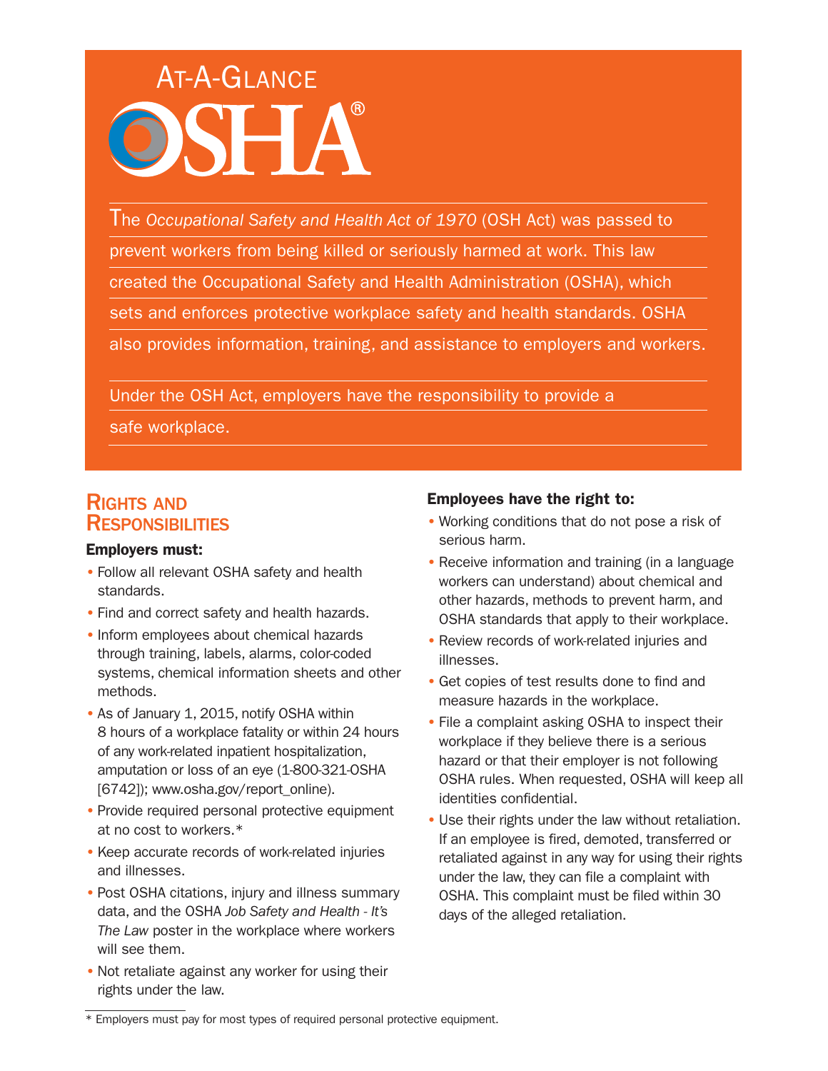# At-A-Glance OSHA®

The *Occupational Safety and Health Act of 1970* (OSH Act) was passed to prevent workers from being killed or seriously harmed at work. This law created the Occupational Safety and Health Administration (OSHA), which sets and enforces protective workplace safety and health standards. OSHA also provides information, training, and assistance to employers and workers.

Under the OSH Act, employers have the responsibility to provide a safe workplace.

## Rights and Responsibilities

**Employers must:**

- Follow all relevant OSHA safety and health standards.
- Find and correct safety and health hazards.
- Inform employees about chemical hazards through training, labels, alarms, color-coded systems, chemical information sheets and other methods.
- As of January 1, 2015, notify OSHA within 8 hours of a workplace fatality or within 24 hours of any work-related inpatient hospitalization, amputation or loss of an eye (1-800-321-OSHA [6742]); www.osha.gov/report_online).
- Provide required personal protective equipment at no cost to workers.*
- Keep accurate records of work-related injuries and illnesses.
- Post OSHA citations, injury and illness summary data, and the OSHA *Job Safety and Health - It's The Law* poster in the workplace where workers will see them.
- Not retaliate against any worker for using their rights under the law.

**Employees have the right to:**

- Working conditions that do not pose a risk of serious harm.
- Receive information and training (in a language workers can understand) about chemical and other hazards, methods to prevent harm, and OSHA standards that apply to their workplace.
- Review records of work-related injuries and illnesses.
- Get copies of test results done to find and measure hazards in the workplace.
- File a complaint asking OSHA to inspect their workplace if they believe there is a serious hazard or that their employer is not following OSHA rules. When requested, OSHA will keep all identities confidential.
- Use their rights under the law without retaliation. If an employee is fired, demoted, transferred or retaliated against in any way for using their rights under the law, they can file a complaint with OSHA. This complaint must be filed within 30 days of the alleged retaliation.

* Employers must pay for most types of required personal protective equipment.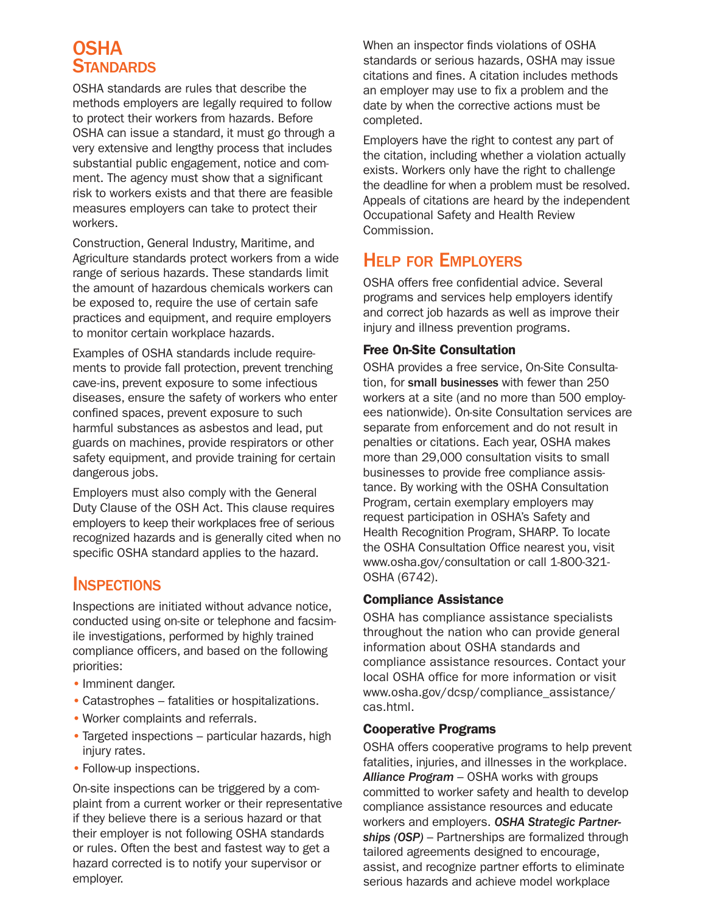# OSHA Standards

OSHA standards are rules that describe the methods employers are legally required to follow to protect their workers from hazards. Before OSHA can issue a standard, it must go through a very extensive and lengthy process that includes substantial public engagement, notice and comment. The agency must show that a significant risk to workers exists and that there are feasible measures employers can take to protect their workers.

Construction, General Industry, Maritime, and Agriculture standards protect workers from a wide range of serious hazards. These standards limit the amount of hazardous chemicals workers can be exposed to, require the use of certain safe practices and equipment, and require employers to monitor certain workplace hazards.

Examples of OSHA standards include requirements to provide fall protection, prevent trenching cave-ins, prevent exposure to some infectious diseases, ensure the safety of workers who enter confined spaces, prevent exposure to such harmful substances as asbestos and lead, put guards on machines, provide respirators or other safety equipment, and provide training for certain dangerous jobs.

Employers must also comply with the General Duty Clause of the OSH Act. This clause requires employers to keep their workplaces free of serious recognized hazards and is generally cited when no specific OSHA standard applies to the hazard.

# Inspections

Inspections are initiated without advance notice, conducted using on-site or telephone and facsimile investigations, performed by highly trained compliance officers, and based on the following priorities:

- Imminent danger.
- Catastrophes – fatalities or hospitalizations.
- Worker complaints and referrals.
- Targeted inspections – particular hazards, high injury rates.
- Follow-up inspections.

On-site inspections can be triggered by a complaint from a current worker or their representative if they believe there is a serious hazard or that their employer is not following OSHA standards or rules. Often the best and fastest way to get a hazard corrected is to notify your supervisor or employer.

When an inspector finds violations of OSHA standards or serious hazards, OSHA may issue citations and fines. A citation includes methods an employer may use to fix a problem and the date by when the corrective actions must be completed.

Employers have the right to contest any part of the citation, including whether a violation actually exists. Workers only have the right to challenge the deadline for when a problem must be resolved. Appeals of citations are heard by the independent Occupational Safety and Health Review Commission.

# Help for Employers

OSHA offers free confidential advice. Several programs and services help employers identify and correct job hazards as well as improve their injury and illness prevention programs.

### Free On-Site Consultation

OSHA provides a free service, On-Site Consultation, for **small businesses** with fewer than 250 workers at a site (and no more than 500 employees nationwide). On-site Consultation services are separate from enforcement and do not result in penalties or citations. Each year, OSHA makes more than 29,000 consultation visits to small businesses to provide free compliance assistance. By working with the OSHA Consultation Program, certain exemplary employers may request participation in OSHA's Safety and Health Recognition Program, SHARP. To locate the OSHA Consultation Office nearest you, visit www.osha.gov/consultation or call 1-800-321-OSHA (6742).

### Compliance Assistance

OSHA has compliance assistance specialists throughout the nation who can provide general information about OSHA standards and compliance assistance resources. Contact your local OSHA office for more information or visit www.osha.gov/dcsp/compliance_assistance/cas.html.

### Cooperative Programs

OSHA offers cooperative programs to help prevent fatalities, injuries, and illnesses in the workplace. ***Alliance Program*** – OSHA works with groups committed to worker safety and health to develop compliance assistance resources and educate workers and employers. ***OSHA Strategic Partnerships (OSP)*** – Partnerships are formalized through tailored agreements designed to encourage, assist, and recognize partner efforts to eliminate serious hazards and achieve model workplace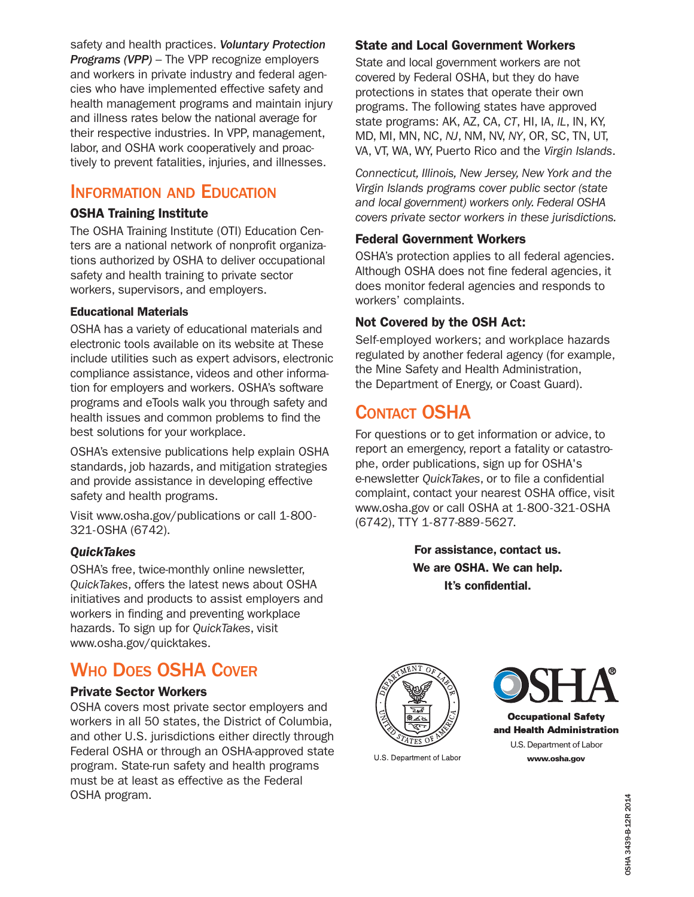safety and health practices. ***Voluntary Protection Programs (VPP)*** – The VPP recognize employers and workers in private industry and federal agencies who have implemented effective safety and health management programs and maintain injury and illness rates below the national average for their respective industries. In VPP, management, labor, and OSHA work cooperatively and proactively to prevent fatalities, injuries, and illnesses.

## Information and Education

### OSHA Training Institute

The OSHA Training Institute (OTI) Education Centers are a national network of nonprofit organizations authorized by OSHA to deliver occupational safety and health training to private sector workers, supervisors, and employers.

#### Educational Materials

OSHA has a variety of educational materials and electronic tools available on its website at These include utilities such as expert advisors, electronic compliance assistance, videos and other information for employers and workers. OSHA's software programs and eTools walk you through safety and health issues and common problems to find the best solutions for your workplace.

OSHA's extensive publications help explain OSHA standards, job hazards, and mitigation strategies and provide assistance in developing effective safety and health programs.

Visit www.osha.gov/publications or call 1-800-321-OSHA (6742).

### *QuickTakes*

OSHA's free, twice-monthly online newsletter, *QuickTakes*, offers the latest news about OSHA initiatives and products to assist employers and workers in finding and preventing workplace hazards. To sign up for *QuickTakes*, visit www.osha.gov/quicktakes.

## Who Does OSHA Cover

### Private Sector Workers

OSHA covers most private sector employers and workers in all 50 states, the District of Columbia, and other U.S. jurisdictions either directly through Federal OSHA or through an OSHA-approved state program. State-run safety and health programs must be at least as effective as the Federal OSHA program.

### State and Local Government Workers

State and local government workers are not covered by Federal OSHA, but they do have protections in states that operate their own programs. The following states have approved state programs: AK, AZ, CA, *CT*, HI, IA, *IL*, IN, KY, MD, MI, MN, NC, *NJ*, NM, NV, *NY*, OR, SC, TN, UT, VA, VT, WA, WY, Puerto Rico and the *Virgin Islands*.

*Connecticut, Illinois, New Jersey, New York and the Virgin Islands programs cover public sector (state and local government) workers only. Federal OSHA covers private sector workers in these jurisdictions.*

### Federal Government Workers

OSHA's protection applies to all federal agencies. Although OSHA does not fine federal agencies, it does monitor federal agencies and responds to workers' complaints.

### Not Covered by the OSH Act:

Self-employed workers; and workplace hazards regulated by another federal agency (for example, the Mine Safety and Health Administration, the Department of Energy, or Coast Guard).

## Contact OSHA

For questions or to get information or advice, to report an emergency, report a fatality or catastrophe, order publications, sign up for OSHA's e-newsletter *QuickTakes*, or to file a confidential complaint, contact your nearest OSHA office, visit www.osha.gov or call OSHA at 1-800-321-OSHA (6742), TTY 1-877-889-5627.

**For assistance, contact us.**
**We are OSHA. We can help.**
**It's confidential.**

U.S. Department of Labor

**Occupational Safety and Health Administration**
U.S. Department of Labor
**www.osha.gov**

OSHA 3439-B-12R 2014